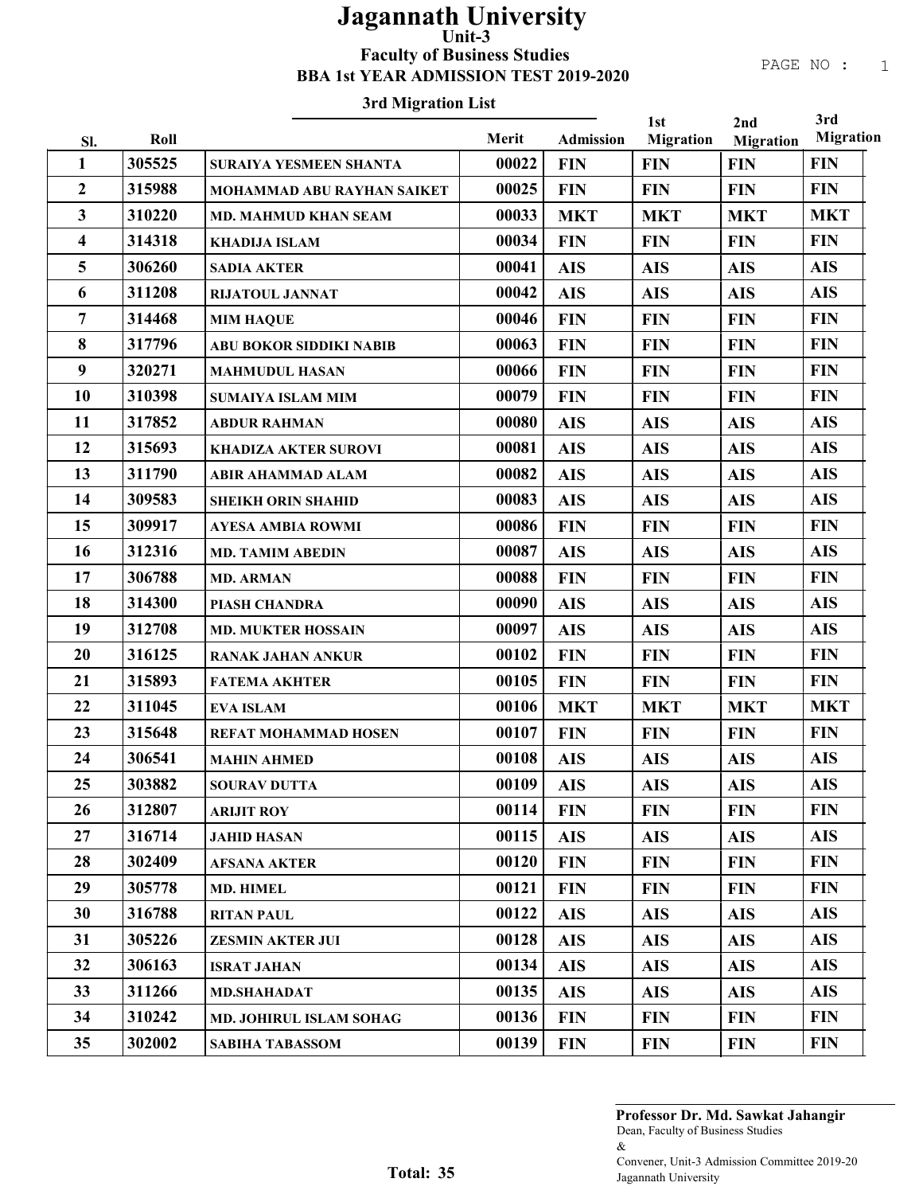# Jagannath University

## Unit-3

### Faculty of Business Studies

### BBA 1st YEAR ADMISSION TEST 2019-2020

#### 3rd Migration List

| Sl. | Roll | | Merit | Admission | 1st Migration | 2nd Migration | 3rd Migration |
|---|---|---|---|---|---|---|---|
| 1 | 305525 | SURAIYA YESMEEN SHANTA | 00022 | FIN | FIN | FIN | FIN |
| 2 | 315988 | MOHAMMAD ABU RAYHAN SAIKET | 00025 | FIN | FIN | FIN | FIN |
| 3 | 310220 | MD. MAHMUD KHAN SEAM | 00033 | MKT | MKT | MKT | MKT |
| 4 | 314318 | KHADIJA ISLAM | 00034 | FIN | FIN | FIN | FIN |
| 5 | 306260 | SADIA AKTER | 00041 | AIS | AIS | AIS | AIS |
| 6 | 311208 | RIJATOUL JANNAT | 00042 | AIS | AIS | AIS | AIS |
| 7 | 314468 | MIM HAQUE | 00046 | FIN | FIN | FIN | FIN |
| 8 | 317796 | ABU BOKOR SIDDIKI NABIB | 00063 | FIN | FIN | FIN | FIN |
| 9 | 320271 | MAHMUDUL HASAN | 00066 | FIN | FIN | FIN | FIN |
| 10 | 310398 | SUMAIYA ISLAM MIM | 00079 | FIN | FIN | FIN | FIN |
| 11 | 317852 | ABDUR RAHMAN | 00080 | AIS | AIS | AIS | AIS |
| 12 | 315693 | KHADIZA AKTER SUROVI | 00081 | AIS | AIS | AIS | AIS |
| 13 | 311790 | ABIR AHAMMAD ALAM | 00082 | AIS | AIS | AIS | AIS |
| 14 | 309583 | SHEIKH ORIN SHAHID | 00083 | AIS | AIS | AIS | AIS |
| 15 | 309917 | AYESA AMBIA ROWMI | 00086 | FIN | FIN | FIN | FIN |
| 16 | 312316 | MD. TAMIM ABEDIN | 00087 | AIS | AIS | AIS | AIS |
| 17 | 306788 | MD. ARMAN | 00088 | FIN | FIN | FIN | FIN |
| 18 | 314300 | PIASH CHANDRA | 00090 | AIS | AIS | AIS | AIS |
| 19 | 312708 | MD. MUKTER HOSSAIN | 00097 | AIS | AIS | AIS | AIS |
| 20 | 316125 | RANAK JAHAN ANKUR | 00102 | FIN | FIN | FIN | FIN |
| 21 | 315893 | FATEMA AKHTER | 00105 | FIN | FIN | FIN | FIN |
| 22 | 311045 | EVA ISLAM | 00106 | MKT | MKT | MKT | MKT |
| 23 | 315648 | REFAT MOHAMMAD HOSEN | 00107 | FIN | FIN | FIN | FIN |
| 24 | 306541 | MAHIN AHMED | 00108 | AIS | AIS | AIS | AIS |
| 25 | 303882 | SOURAV DUTTA | 00109 | AIS | AIS | AIS | AIS |
| 26 | 312807 | ARIJIT ROY | 00114 | FIN | FIN | FIN | FIN |
| 27 | 316714 | JAHID HASAN | 00115 | AIS | AIS | AIS | AIS |
| 28 | 302409 | AFSANA AKTER | 00120 | FIN | FIN | FIN | FIN |
| 29 | 305778 | MD. HIMEL | 00121 | FIN | FIN | FIN | FIN |
| 30 | 316788 | RITAN PAUL | 00122 | AIS | AIS | AIS | AIS |
| 31 | 305226 | ZESMIN AKTER JUI | 00128 | AIS | AIS | AIS | AIS |
| 32 | 306163 | ISRAT JAHAN | 00134 | AIS | AIS | AIS | AIS |
| 33 | 311266 | MD.SHAHADAT | 00135 | AIS | AIS | AIS | AIS |
| 34 | 310242 | MD. JOHIRUL ISLAM SOHAG | 00136 | FIN | FIN | FIN | FIN |
| 35 | 302002 | SABIHA TABASSOM | 00139 | FIN | FIN | FIN | FIN |

**Total: 35**

**Professor Dr. Md. Sawkat Jahangir**
Dean, Faculty of Business Studies
&
Convener, Unit-3 Admission Committee 2019-20
Jagannath University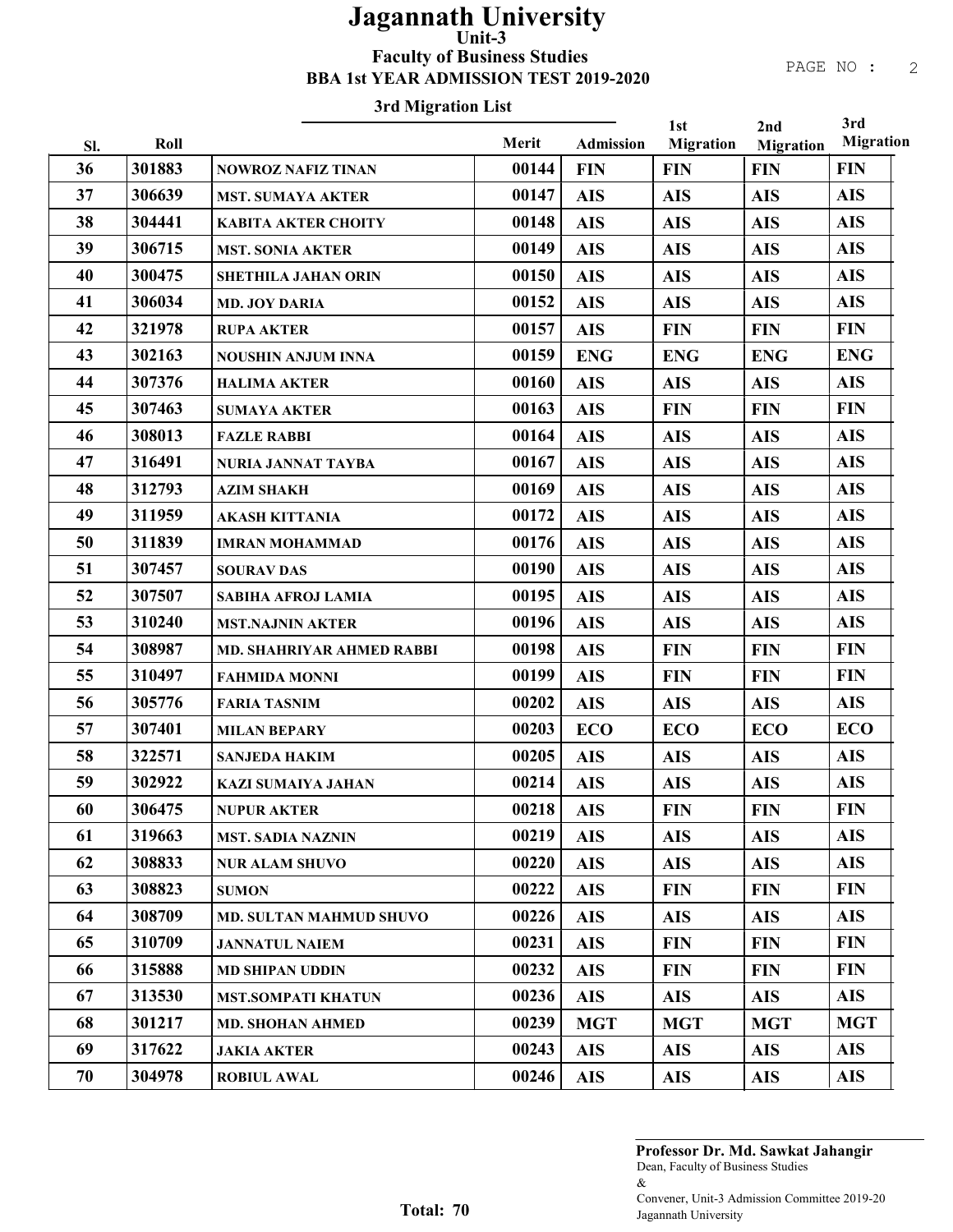# Jagannath University
## Unit-3
## Faculty of Business Studies
## BBA 1st YEAR ADMISSION TEST 2019-2020

### 3rd Migration List

| Sl. | Roll | | Merit | Admission | 1st Migration | 2nd Migration | 3rd Migration |
|---|---|---|---|---|---|---|---|
| 36 | 301883 | NOWROZ NAFIZ TINAN | 00144 | FIN | FIN | FIN | FIN |
| 37 | 306639 | MST. SUMAYA AKTER | 00147 | AIS | AIS | AIS | AIS |
| 38 | 304441 | KABITA AKTER CHOITY | 00148 | AIS | AIS | AIS | AIS |
| 39 | 306715 | MST. SONIA AKTER | 00149 | AIS | AIS | AIS | AIS |
| 40 | 300475 | SHETHILA JAHAN ORIN | 00150 | AIS | AIS | AIS | AIS |
| 41 | 306034 | MD. JOY DARIA | 00152 | AIS | AIS | AIS | AIS |
| 42 | 321978 | RUPA AKTER | 00157 | AIS | FIN | FIN | FIN |
| 43 | 302163 | NOUSHIN ANJUM INNA | 00159 | ENG | ENG | ENG | ENG |
| 44 | 307376 | HALIMA AKTER | 00160 | AIS | AIS | AIS | AIS |
| 45 | 307463 | SUMAYA AKTER | 00163 | AIS | FIN | FIN | FIN |
| 46 | 308013 | FAZLE RABBI | 00164 | AIS | AIS | AIS | AIS |
| 47 | 316491 | NURIA JANNAT TAYBA | 00167 | AIS | AIS | AIS | AIS |
| 48 | 312793 | AZIM SHAKH | 00169 | AIS | AIS | AIS | AIS |
| 49 | 311959 | AKASH KITTANIA | 00172 | AIS | AIS | AIS | AIS |
| 50 | 311839 | IMRAN MOHAMMAD | 00176 | AIS | AIS | AIS | AIS |
| 51 | 307457 | SOURAV DAS | 00190 | AIS | AIS | AIS | AIS |
| 52 | 307507 | SABIHA AFROJ LAMIA | 00195 | AIS | AIS | AIS | AIS |
| 53 | 310240 | MST.NAJNIN AKTER | 00196 | AIS | AIS | AIS | AIS |
| 54 | 308987 | MD. SHAHRIYAR AHMED RABBI | 00198 | AIS | FIN | FIN | FIN |
| 55 | 310497 | FAHMIDA MONNI | 00199 | AIS | FIN | FIN | FIN |
| 56 | 305776 | FARIA TASNIM | 00202 | AIS | AIS | AIS | AIS |
| 57 | 307401 | MILAN BEPARY | 00203 | ECO | ECO | ECO | ECO |
| 58 | 322571 | SANJEDA HAKIM | 00205 | AIS | AIS | AIS | AIS |
| 59 | 302922 | KAZI SUMAIYA JAHAN | 00214 | AIS | AIS | AIS | AIS |
| 60 | 306475 | NUPUR AKTER | 00218 | AIS | FIN | FIN | FIN |
| 61 | 319663 | MST. SADIA NAZNIN | 00219 | AIS | AIS | AIS | AIS |
| 62 | 308833 | NUR ALAM SHUVO | 00220 | AIS | AIS | AIS | AIS |
| 63 | 308823 | SUMON | 00222 | AIS | FIN | FIN | FIN |
| 64 | 308709 | MD. SULTAN MAHMUD SHUVO | 00226 | AIS | AIS | AIS | AIS |
| 65 | 310709 | JANNATUL NAIEM | 00231 | AIS | FIN | FIN | FIN |
| 66 | 315888 | MD SHIPAN UDDIN | 00232 | AIS | FIN | FIN | FIN |
| 67 | 313530 | MST.SOMPATI KHATUN | 00236 | AIS | AIS | AIS | AIS |
| 68 | 301217 | MD. SHOHAN AHMED | 00239 | MGT | MGT | MGT | MGT |
| 69 | 317622 | JAKIA AKTER | 00243 | AIS | AIS | AIS | AIS |
| 70 | 304978 | ROBIUL AWAL | 00246 | AIS | AIS | AIS | AIS |

**Total: 70**

**Professor Dr. Md. Sawkat Jahangir**
Dean, Faculty of Business Studies
&
Convener, Unit-3 Admission Committee 2019-20
Jagannath University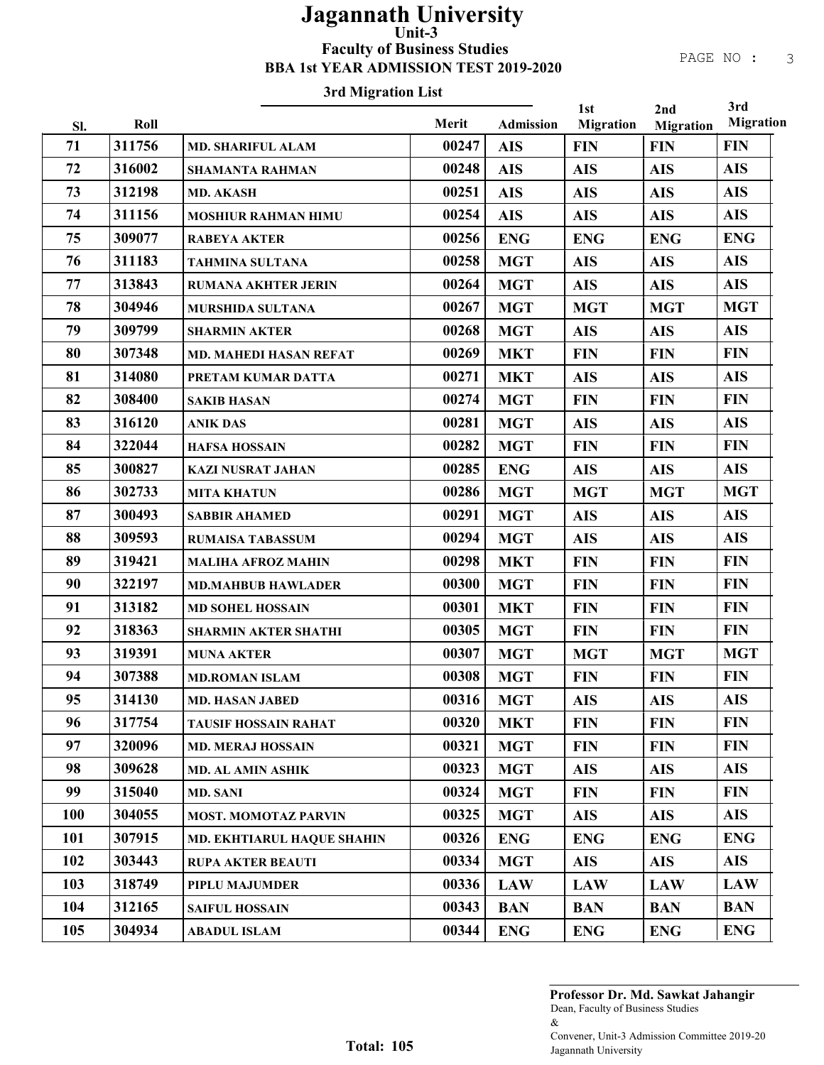# Jagannath University

## Unit-3

### Faculty of Business Studies

### BBA 1st YEAR ADMISSION TEST 2019-2020

**3rd Migration List**

| Sl. | Roll | | Merit | Admission | 1st Migration | 2nd Migration | 3rd Migration |
|---|---|---|---|---|---|---|---|
| 71 | 311756 | MD. SHARIFUL ALAM | 00247 | AIS | FIN | FIN | FIN |
| 72 | 316002 | SHAMANTA RAHMAN | 00248 | AIS | AIS | AIS | AIS |
| 73 | 312198 | MD. AKASH | 00251 | AIS | AIS | AIS | AIS |
| 74 | 311156 | MOSHIUR RAHMAN HIMU | 00254 | AIS | AIS | AIS | AIS |
| 75 | 309077 | RABEYA AKTER | 00256 | ENG | ENG | ENG | ENG |
| 76 | 311183 | TAHMINA SULTANA | 00258 | MGT | AIS | AIS | AIS |
| 77 | 313843 | RUMANA AKHTER JERIN | 00264 | MGT | AIS | AIS | AIS |
| 78 | 304946 | MURSHIDA SULTANA | 00267 | MGT | MGT | MGT | MGT |
| 79 | 309799 | SHARMIN AKTER | 00268 | MGT | AIS | AIS | AIS |
| 80 | 307348 | MD. MAHEDI HASAN REFAT | 00269 | MKT | FIN | FIN | FIN |
| 81 | 314080 | PRETAM KUMAR DATTA | 00271 | MKT | AIS | AIS | AIS |
| 82 | 308400 | SAKIB HASAN | 00274 | MGT | FIN | FIN | FIN |
| 83 | 316120 | ANIK DAS | 00281 | MGT | AIS | AIS | AIS |
| 84 | 322044 | HAFSA HOSSAIN | 00282 | MGT | FIN | FIN | FIN |
| 85 | 300827 | KAZI NUSRAT JAHAN | 00285 | ENG | AIS | AIS | AIS |
| 86 | 302733 | MITA KHATUN | 00286 | MGT | MGT | MGT | MGT |
| 87 | 300493 | SABBIR AHAMED | 00291 | MGT | AIS | AIS | AIS |
| 88 | 309593 | RUMAISA TABASSUM | 00294 | MGT | AIS | AIS | AIS |
| 89 | 319421 | MALIHA AFROZ MAHIN | 00298 | MKT | FIN | FIN | FIN |
| 90 | 322197 | MD.MAHBUB HAWLADER | 00300 | MGT | FIN | FIN | FIN |
| 91 | 313182 | MD SOHEL HOSSAIN | 00301 | MKT | FIN | FIN | FIN |
| 92 | 318363 | SHARMIN AKTER SHATHI | 00305 | MGT | FIN | FIN | FIN |
| 93 | 319391 | MUNA AKTER | 00307 | MGT | MGT | MGT | MGT |
| 94 | 307388 | MD.ROMAN ISLAM | 00308 | MGT | FIN | FIN | FIN |
| 95 | 314130 | MD. HASAN JABED | 00316 | MGT | AIS | AIS | AIS |
| 96 | 317754 | TAUSIF HOSSAIN RAHAT | 00320 | MKT | FIN | FIN | FIN |
| 97 | 320096 | MD. MERAJ HOSSAIN | 00321 | MGT | FIN | FIN | FIN |
| 98 | 309628 | MD. AL AMIN ASHIK | 00323 | MGT | AIS | AIS | AIS |
| 99 | 315040 | MD. SANI | 00324 | MGT | FIN | FIN | FIN |
| 100 | 304055 | MOST. MOMOTAZ PARVIN | 00325 | MGT | AIS | AIS | AIS |
| 101 | 307915 | MD. EKHTIARUL HAQUE SHAHIN | 00326 | ENG | ENG | ENG | ENG |
| 102 | 303443 | RUPA AKTER BEAUTI | 00334 | MGT | AIS | AIS | AIS |
| 103 | 318749 | PIPLU MAJUMDER | 00336 | LAW | LAW | LAW | LAW |
| 104 | 312165 | SAIFUL HOSSAIN | 00343 | BAN | BAN | BAN | BAN |
| 105 | 304934 | ABADUL ISLAM | 00344 | ENG | ENG | ENG | ENG |

**Total: 105**

**Professor Dr. Md. Sawkat Jahangir**
Dean, Faculty of Business Studies
&
Convener, Unit-3 Admission Committee 2019-20
Jagannath University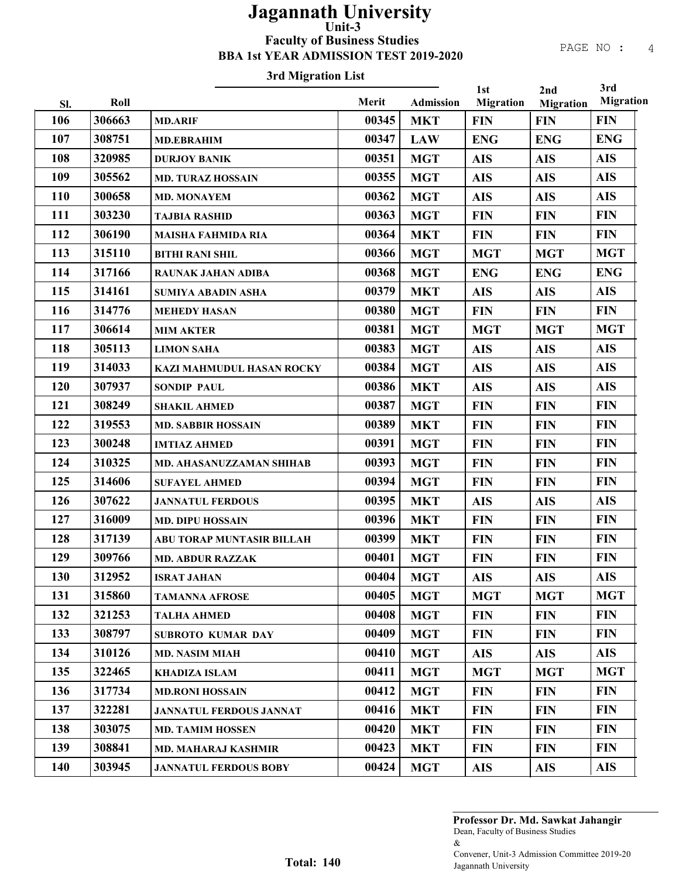# Jagannath University

## Unit-3

### Faculty of Business Studies

### BBA 1st YEAR ADMISSION TEST 2019-2020

#### 3rd Migration List

| Sl. | Roll | | Merit | Admission | 1st Migration | 2nd Migration | 3rd Migration |
|---|---|---|---|---|---|---|---|
| 106 | 306663 | MD.ARIF | 00345 | MKT | FIN | FIN | FIN |
| 107 | 308751 | MD.EBRAHIM | 00347 | LAW | ENG | ENG | ENG |
| 108 | 320985 | DURJOY BANIK | 00351 | MGT | AIS | AIS | AIS |
| 109 | 305562 | MD. TURAZ HOSSAIN | 00355 | MGT | AIS | AIS | AIS |
| 110 | 300658 | MD. MONAYEM | 00362 | MGT | AIS | AIS | AIS |
| 111 | 303230 | TAJBIA RASHID | 00363 | MGT | FIN | FIN | FIN |
| 112 | 306190 | MAISHA FAHMIDA RIA | 00364 | MKT | FIN | FIN | FIN |
| 113 | 315110 | BITHI RANI SHIL | 00366 | MGT | MGT | MGT | MGT |
| 114 | 317166 | RAUNAK JAHAN ADIBA | 00368 | MGT | ENG | ENG | ENG |
| 115 | 314161 | SUMIYA ABADIN ASHA | 00379 | MKT | AIS | AIS | AIS |
| 116 | 314776 | MEHEDY HASAN | 00380 | MGT | FIN | FIN | FIN |
| 117 | 306614 | MIM AKTER | 00381 | MGT | MGT | MGT | MGT |
| 118 | 305113 | LIMON SAHA | 00383 | MGT | AIS | AIS | AIS |
| 119 | 314033 | KAZI MAHMUDUL HASAN ROCKY | 00384 | MGT | AIS | AIS | AIS |
| 120 | 307937 | SONDIP PAUL | 00386 | MKT | AIS | AIS | AIS |
| 121 | 308249 | SHAKIL AHMED | 00387 | MGT | FIN | FIN | FIN |
| 122 | 319553 | MD. SABBIR HOSSAIN | 00389 | MKT | FIN | FIN | FIN |
| 123 | 300248 | IMTIAZ AHMED | 00391 | MGT | FIN | FIN | FIN |
| 124 | 310325 | MD. AHASANUZZAMAN SHIHAB | 00393 | MGT | FIN | FIN | FIN |
| 125 | 314606 | SUFAYEL AHMED | 00394 | MGT | FIN | FIN | FIN |
| 126 | 307622 | JANNATUL FERDOUS | 00395 | MKT | AIS | AIS | AIS |
| 127 | 316009 | MD. DIPU HOSSAIN | 00396 | MKT | FIN | FIN | FIN |
| 128 | 317139 | ABU TORAP MUNTASIR BILLAH | 00399 | MKT | FIN | FIN | FIN |
| 129 | 309766 | MD. ABDUR RAZZAK | 00401 | MGT | FIN | FIN | FIN |
| 130 | 312952 | ISRAT JAHAN | 00404 | MGT | AIS | AIS | AIS |
| 131 | 315860 | TAMANNA AFROSE | 00405 | MGT | MGT | MGT | MGT |
| 132 | 321253 | TALHA AHMED | 00408 | MGT | FIN | FIN | FIN |
| 133 | 308797 | SUBROTO KUMAR DAY | 00409 | MGT | FIN | FIN | FIN |
| 134 | 310126 | MD. NASIM MIAH | 00410 | MGT | AIS | AIS | AIS |
| 135 | 322465 | KHADIZA ISLAM | 00411 | MGT | MGT | MGT | MGT |
| 136 | 317734 | MD.RONI HOSSAIN | 00412 | MGT | FIN | FIN | FIN |
| 137 | 322281 | JANNATUL FERDOUS JANNAT | 00416 | MKT | FIN | FIN | FIN |
| 138 | 303075 | MD. TAMIM HOSSEN | 00420 | MKT | FIN | FIN | FIN |
| 139 | 308841 | MD. MAHARAJ KASHMIR | 00423 | MKT | FIN | FIN | FIN |
| 140 | 303945 | JANNATUL FERDOUS BOBY | 00424 | MGT | AIS | AIS | AIS |

**Total: 140**

**Professor Dr. Md. Sawkat Jahangir**
Dean, Faculty of Business Studies
&
Convener, Unit-3 Admission Committee 2019-20
Jagannath University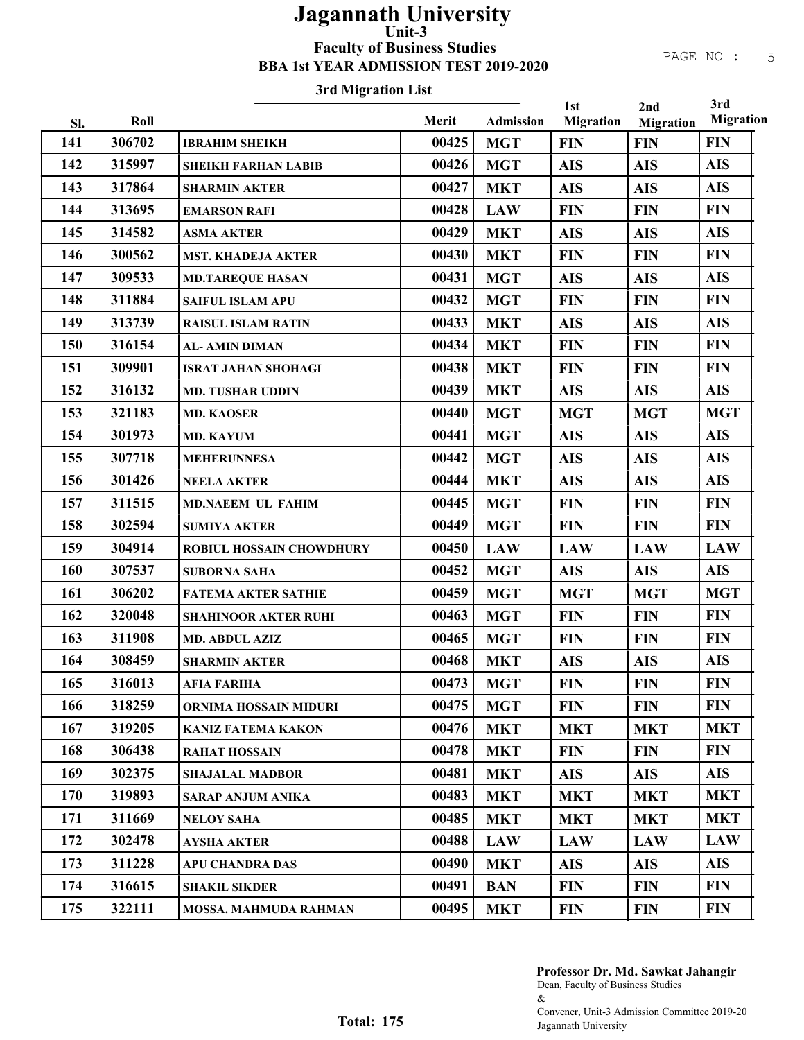# Jagannath University

## Unit-3

### Faculty of Business Studies

### BBA 1st YEAR ADMISSION TEST 2019-2020

**3rd Migration List**

| Sl. | Roll | | Merit | Admission | 1st Migration | 2nd Migration | 3rd Migration |
|---|---|---|---|---|---|---|---|
| 141 | 306702 | IBRAHIM SHEIKH | 00425 | MGT | FIN | FIN | FIN |
| 142 | 315997 | SHEIKH FARHAN LABIB | 00426 | MGT | AIS | AIS | AIS |
| 143 | 317864 | SHARMIN AKTER | 00427 | MKT | AIS | AIS | AIS |
| 144 | 313695 | EMARSON RAFI | 00428 | LAW | FIN | FIN | FIN |
| 145 | 314582 | ASMA AKTER | 00429 | MKT | AIS | AIS | AIS |
| 146 | 300562 | MST. KHADEJA AKTER | 00430 | MKT | FIN | FIN | FIN |
| 147 | 309533 | MD.TAREQUE HASAN | 00431 | MGT | AIS | AIS | AIS |
| 148 | 311884 | SAIFUL ISLAM APU | 00432 | MGT | FIN | FIN | FIN |
| 149 | 313739 | RAISUL ISLAM RATIN | 00433 | MKT | AIS | AIS | AIS |
| 150 | 316154 | AL- AMIN DIMAN | 00434 | MKT | FIN | FIN | FIN |
| 151 | 309901 | ISRAT JAHAN SHOHAGI | 00438 | MKT | FIN | FIN | FIN |
| 152 | 316132 | MD. TUSHAR UDDIN | 00439 | MKT | AIS | AIS | AIS |
| 153 | 321183 | MD. KAOSER | 00440 | MGT | MGT | MGT | MGT |
| 154 | 301973 | MD. KAYUM | 00441 | MGT | AIS | AIS | AIS |
| 155 | 307718 | MEHERUNNESA | 00442 | MGT | AIS | AIS | AIS |
| 156 | 301426 | NEELA AKTER | 00444 | MKT | AIS | AIS | AIS |
| 157 | 311515 | MD.NAEEM UL FAHIM | 00445 | MGT | FIN | FIN | FIN |
| 158 | 302594 | SUMIYA AKTER | 00449 | MGT | FIN | FIN | FIN |
| 159 | 304914 | ROBIUL HOSSAIN CHOWDHURY | 00450 | LAW | LAW | LAW | LAW |
| 160 | 307537 | SUBORNA SAHA | 00452 | MGT | AIS | AIS | AIS |
| 161 | 306202 | FATEMA AKTER SATHIE | 00459 | MGT | MGT | MGT | MGT |
| 162 | 320048 | SHAHINOOR AKTER RUHI | 00463 | MGT | FIN | FIN | FIN |
| 163 | 311908 | MD. ABDUL AZIZ | 00465 | MGT | FIN | FIN | FIN |
| 164 | 308459 | SHARMIN AKTER | 00468 | MKT | AIS | AIS | AIS |
| 165 | 316013 | AFIA FARIHA | 00473 | MGT | FIN | FIN | FIN |
| 166 | 318259 | ORNIMA HOSSAIN MIDURI | 00475 | MGT | FIN | FIN | FIN |
| 167 | 319205 | KANIZ FATEMA KAKON | 00476 | MKT | MKT | MKT | MKT |
| 168 | 306438 | RAHAT HOSSAIN | 00478 | MKT | FIN | FIN | FIN |
| 169 | 302375 | SHAJALAL MADBOR | 00481 | MKT | AIS | AIS | AIS |
| 170 | 319893 | SARAP ANJUM ANIKA | 00483 | MKT | MKT | MKT | MKT |
| 171 | 311669 | NELOY SAHA | 00485 | MKT | MKT | MKT | MKT |
| 172 | 302478 | AYSHA AKTER | 00488 | LAW | LAW | LAW | LAW |
| 173 | 311228 | APU CHANDRA DAS | 00490 | MKT | AIS | AIS | AIS |
| 174 | 316615 | SHAKIL SIKDER | 00491 | BAN | FIN | FIN | FIN |
| 175 | 322111 | MOSSA. MAHMUDA RAHMAN | 00495 | MKT | FIN | FIN | FIN |

**Total: 175**

**Professor Dr. Md. Sawkat Jahangir**
Dean, Faculty of Business Studies
&
Convener, Unit-3 Admission Committee 2019-20
Jagannath University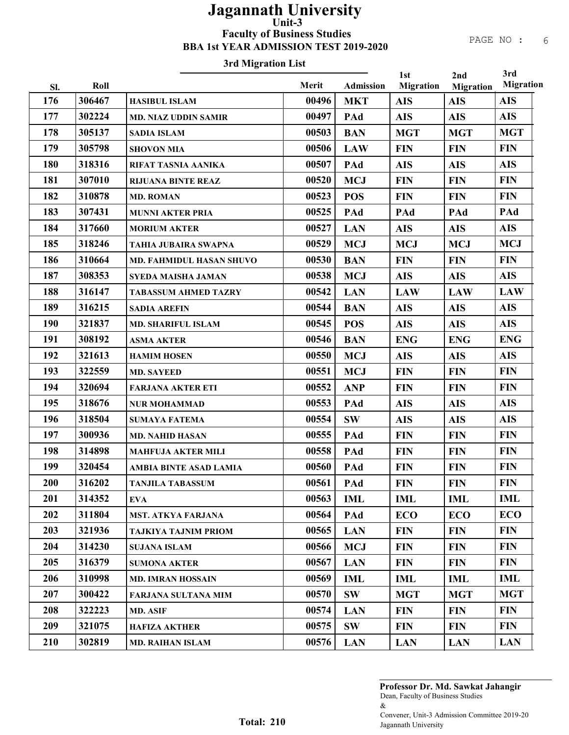# Jagannath University

## Unit-3

### Faculty of Business Studies

### BBA 1st YEAR ADMISSION TEST 2019-2020

#### 3rd Migration List

| Sl. | Roll | | Merit | Admission | 1st Migration | 2nd Migration | 3rd Migration |
|---|---|---|---|---|---|---|---|
| 176 | 306467 | HASIBUL ISLAM | 00496 | MKT | AIS | AIS | AIS |
| 177 | 302224 | MD. NIAZ UDDIN SAMIR | 00497 | PAd | AIS | AIS | AIS |
| 178 | 305137 | SADIA ISLAM | 00503 | BAN | MGT | MGT | MGT |
| 179 | 305798 | SHOVON MIA | 00506 | LAW | FIN | FIN | FIN |
| 180 | 318316 | RIFAT TASNIA AANIKA | 00507 | PAd | AIS | AIS | AIS |
| 181 | 307010 | RIJUANA BINTE REAZ | 00520 | MCJ | FIN | FIN | FIN |
| 182 | 310878 | MD. ROMAN | 00523 | POS | FIN | FIN | FIN |
| 183 | 307431 | MUNNI AKTER PRIA | 00525 | PAd | PAd | PAd | PAd |
| 184 | 317660 | MORIUM AKTER | 00527 | LAN | AIS | AIS | AIS |
| 185 | 318246 | TAHIA JUBAIRA SWAPNA | 00529 | MCJ | MCJ | MCJ | MCJ |
| 186 | 310664 | MD. FAHMIDUL HASAN SHUVO | 00530 | BAN | FIN | FIN | FIN |
| 187 | 308353 | SYEDA MAISHA JAMAN | 00538 | MCJ | AIS | AIS | AIS |
| 188 | 316147 | TABASSUM AHMED TAZRY | 00542 | LAN | LAW | LAW | LAW |
| 189 | 316215 | SADIA AREFIN | 00544 | BAN | AIS | AIS | AIS |
| 190 | 321837 | MD. SHARIFUL ISLAM | 00545 | POS | AIS | AIS | AIS |
| 191 | 308192 | ASMA AKTER | 00546 | BAN | ENG | ENG | ENG |
| 192 | 321613 | HAMIM HOSEN | 00550 | MCJ | AIS | AIS | AIS |
| 193 | 322559 | MD. SAYEED | 00551 | MCJ | FIN | FIN | FIN |
| 194 | 320694 | FARJANA AKTER ETI | 00552 | ANP | FIN | FIN | FIN |
| 195 | 318676 | NUR MOHAMMAD | 00553 | PAd | AIS | AIS | AIS |
| 196 | 318504 | SUMAYA FATEMA | 00554 | SW | AIS | AIS | AIS |
| 197 | 300936 | MD. NAHID HASAN | 00555 | PAd | FIN | FIN | FIN |
| 198 | 314898 | MAHFUJA AKTER MILI | 00558 | PAd | FIN | FIN | FIN |
| 199 | 320454 | AMBIA BINTE ASAD LAMIA | 00560 | PAd | FIN | FIN | FIN |
| 200 | 316202 | TANJILA TABASSUM | 00561 | PAd | FIN | FIN | FIN |
| 201 | 314352 | EVA | 00563 | IML | IML | IML | IML |
| 202 | 311804 | MST. ATKYA FARJANA | 00564 | PAd | ECO | ECO | ECO |
| 203 | 321936 | TAJKIYA TAJNIM PRIOM | 00565 | LAN | FIN | FIN | FIN |
| 204 | 314230 | SUJANA ISLAM | 00566 | MCJ | FIN | FIN | FIN |
| 205 | 316379 | SUMONA AKTER | 00567 | LAN | FIN | FIN | FIN |
| 206 | 310998 | MD. IMRAN HOSSAIN | 00569 | IML | IML | IML | IML |
| 207 | 300422 | FARJANA SULTANA MIM | 00570 | SW | MGT | MGT | MGT |
| 208 | 322223 | MD. ASIF | 00574 | LAN | FIN | FIN | FIN |
| 209 | 321075 | HAFIZA AKTHER | 00575 | SW | FIN | FIN | FIN |
| 210 | 302819 | MD. RAIHAN ISLAM | 00576 | LAN | LAN | LAN | LAN |

**Total: 210**

**Professor Dr. Md. Sawkat Jahangir**
Dean, Faculty of Business Studies
&
Convener, Unit-3 Admission Committee 2019-20
Jagannath University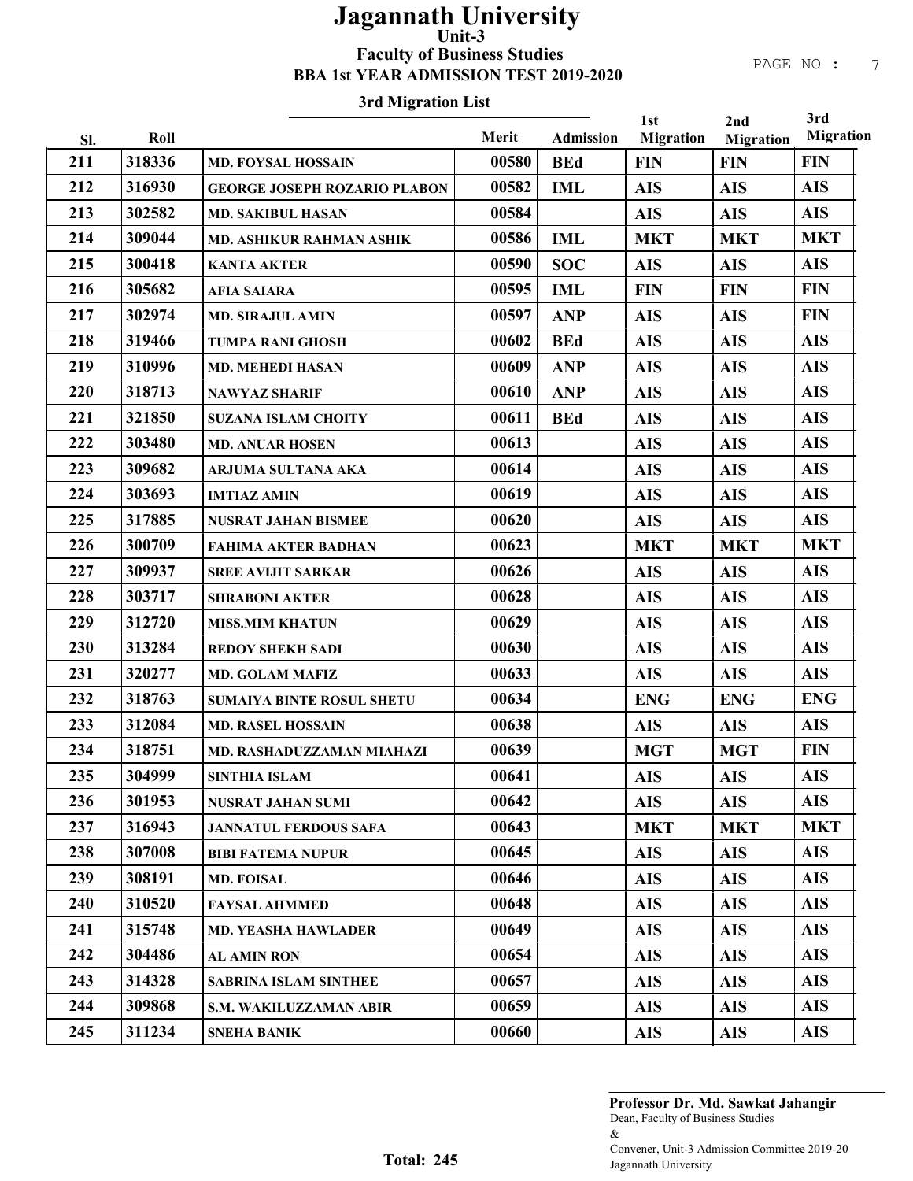# Jagannath University

## Unit-3

### Faculty of Business Studies

### BBA 1st YEAR ADMISSION TEST 2019-2020

#### 3rd Migration List

| Sl. | Roll | | Merit | Admission | 1st Migration | 2nd Migration | 3rd Migration |
|---|---|---|---|---|---|---|---|
| 211 | 318336 | MD. FOYSAL HOSSAIN | 00580 | BEd | FIN | FIN | FIN |
| 212 | 316930 | GEORGE JOSEPH ROZARIO PLABON | 00582 | IML | AIS | AIS | AIS |
| 213 | 302582 | MD. SAKIBUL HASAN | 00584 | | AIS | AIS | AIS |
| 214 | 309044 | MD. ASHIKUR RAHMAN ASHIK | 00586 | IML | MKT | MKT | MKT |
| 215 | 300418 | KANTA AKTER | 00590 | SOC | AIS | AIS | AIS |
| 216 | 305682 | AFIA SAIARA | 00595 | IML | FIN | FIN | FIN |
| 217 | 302974 | MD. SIRAJUL AMIN | 00597 | ANP | AIS | AIS | FIN |
| 218 | 319466 | TUMPA RANI GHOSH | 00602 | BEd | AIS | AIS | AIS |
| 219 | 310996 | MD. MEHEDI HASAN | 00609 | ANP | AIS | AIS | AIS |
| 220 | 318713 | NAWYAZ SHARIF | 00610 | ANP | AIS | AIS | AIS |
| 221 | 321850 | SUZANA ISLAM CHOITY | 00611 | BEd | AIS | AIS | AIS |
| 222 | 303480 | MD. ANUAR HOSEN | 00613 | | AIS | AIS | AIS |
| 223 | 309682 | ARJUMA SULTANA AKA | 00614 | | AIS | AIS | AIS |
| 224 | 303693 | IMTIAZ AMIN | 00619 | | AIS | AIS | AIS |
| 225 | 317885 | NUSRAT JAHAN BISMEE | 00620 | | AIS | AIS | AIS |
| 226 | 300709 | FAHIMA AKTER BADHAN | 00623 | | MKT | MKT | MKT |
| 227 | 309937 | SREE AVIJIT SARKAR | 00626 | | AIS | AIS | AIS |
| 228 | 303717 | SHRABONI AKTER | 00628 | | AIS | AIS | AIS |
| 229 | 312720 | MISS.MIM KHATUN | 00629 | | AIS | AIS | AIS |
| 230 | 313284 | REDOY SHEKH SADI | 00630 | | AIS | AIS | AIS |
| 231 | 320277 | MD. GOLAM MAFIZ | 00633 | | AIS | AIS | AIS |
| 232 | 318763 | SUMAIYA BINTE ROSUL SHETU | 00634 | | ENG | ENG | ENG |
| 233 | 312084 | MD. RASEL HOSSAIN | 00638 | | AIS | AIS | AIS |
| 234 | 318751 | MD. RASHADUZZAMAN MIAHAZI | 00639 | | MGT | MGT | FIN |
| 235 | 304999 | SINTHIA ISLAM | 00641 | | AIS | AIS | AIS |
| 236 | 301953 | NUSRAT JAHAN SUMI | 00642 | | AIS | AIS | AIS |
| 237 | 316943 | JANNATUL FERDOUS SAFA | 00643 | | MKT | MKT | MKT |
| 238 | 307008 | BIBI FATEMA NUPUR | 00645 | | AIS | AIS | AIS |
| 239 | 308191 | MD. FOISAL | 00646 | | AIS | AIS | AIS |
| 240 | 310520 | FAYSAL AHMMED | 00648 | | AIS | AIS | AIS |
| 241 | 315748 | MD. YEASHA HAWLADER | 00649 | | AIS | AIS | AIS |
| 242 | 304486 | AL AMIN RON | 00654 | | AIS | AIS | AIS |
| 243 | 314328 | SABRINA ISLAM SINTHEE | 00657 | | AIS | AIS | AIS |
| 244 | 309868 | S.M. WAKILUZZAMAN ABIR | 00659 | | AIS | AIS | AIS |
| 245 | 311234 | SNEHA BANIK | 00660 | | AIS | AIS | AIS |

**Total: 245**

**Professor Dr. Md. Sawkat Jahangir**
Dean, Faculty of Business Studies
&
Convener, Unit-3 Admission Committee 2019-20
Jagannath University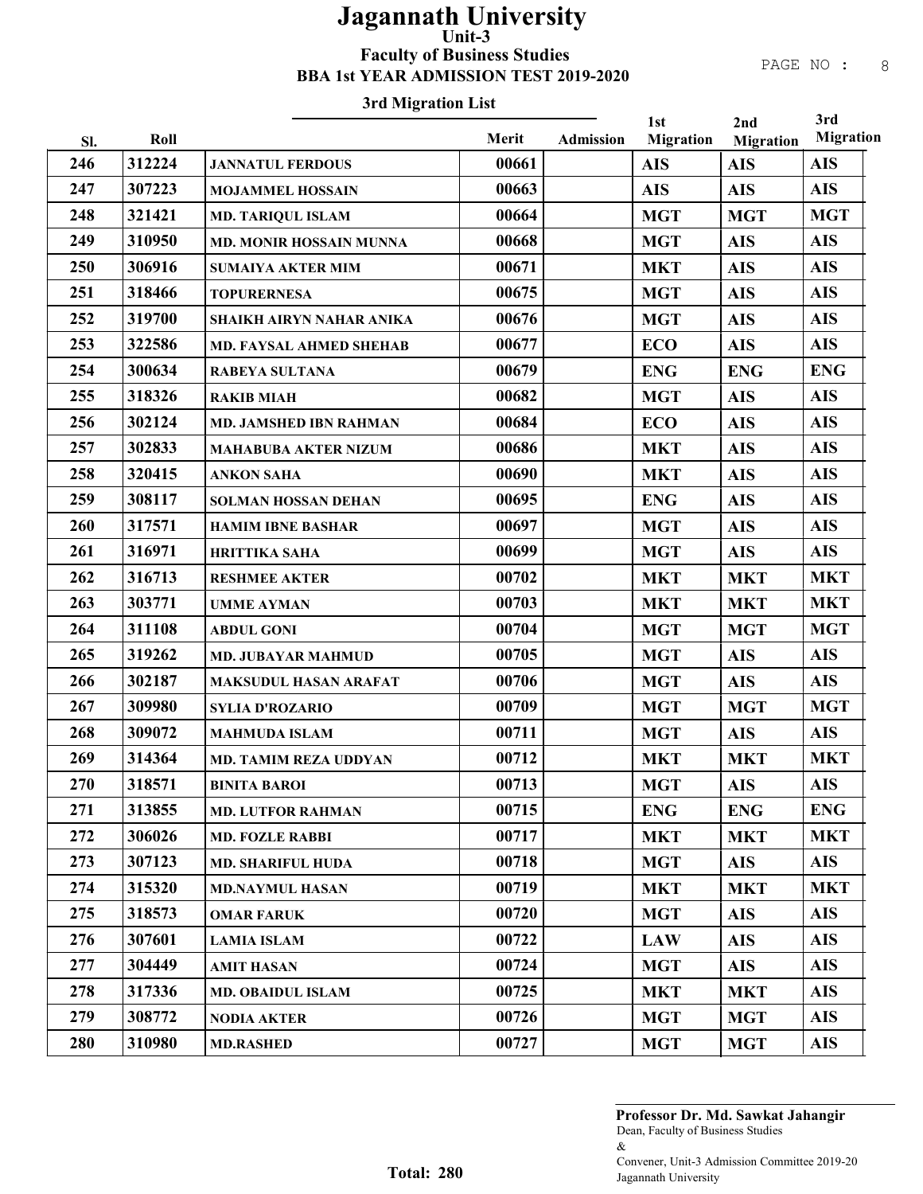# Jagannath University

## Unit-3

### Faculty of Business Studies

### BBA 1st YEAR ADMISSION TEST 2019-2020

#### 3rd Migration List

| Sl. | Roll | | Merit | Admission | 1st Migration | 2nd Migration | 3rd Migration |
|---|---|---|---|---|---|---|---|
| 246 | 312224 | JANNATUL FERDOUS | 00661 | | AIS | AIS | AIS |
| 247 | 307223 | MOJAMMEL HOSSAIN | 00663 | | AIS | AIS | AIS |
| 248 | 321421 | MD. TARIQUL ISLAM | 00664 | | MGT | MGT | MGT |
| 249 | 310950 | MD. MONIR HOSSAIN MUNNA | 00668 | | MGT | AIS | AIS |
| 250 | 306916 | SUMAIYA AKTER MIM | 00671 | | MKT | AIS | AIS |
| 251 | 318466 | TOPURERNESA | 00675 | | MGT | AIS | AIS |
| 252 | 319700 | SHAIKH AIRYN NAHAR ANIKA | 00676 | | MGT | AIS | AIS |
| 253 | 322586 | MD. FAYSAL AHMED SHEHAB | 00677 | | ECO | AIS | AIS |
| 254 | 300634 | RABEYA SULTANA | 00679 | | ENG | ENG | ENG |
| 255 | 318326 | RAKIB MIAH | 00682 | | MGT | AIS | AIS |
| 256 | 302124 | MD. JAMSHED IBN RAHMAN | 00684 | | ECO | AIS | AIS |
| 257 | 302833 | MAHABUBA AKTER NIZUM | 00686 | | MKT | AIS | AIS |
| 258 | 320415 | ANKON SAHA | 00690 | | MKT | AIS | AIS |
| 259 | 308117 | SOLMAN HOSSAN DEHAN | 00695 | | ENG | AIS | AIS |
| 260 | 317571 | HAMIM IBNE BASHAR | 00697 | | MGT | AIS | AIS |
| 261 | 316971 | HRITTIKA SAHA | 00699 | | MGT | AIS | AIS |
| 262 | 316713 | RESHMEE AKTER | 00702 | | MKT | MKT | MKT |
| 263 | 303771 | UMME AYMAN | 00703 | | MKT | MKT | MKT |
| 264 | 311108 | ABDUL GONI | 00704 | | MGT | MGT | MGT |
| 265 | 319262 | MD. JUBAYAR MAHMUD | 00705 | | MGT | AIS | AIS |
| 266 | 302187 | MAKSUDUL HASAN ARAFAT | 00706 | | MGT | AIS | AIS |
| 267 | 309980 | SYLIA D'ROZARIO | 00709 | | MGT | MGT | MGT |
| 268 | 309072 | MAHMUDA ISLAM | 00711 | | MGT | AIS | AIS |
| 269 | 314364 | MD. TAMIM REZA UDDYAN | 00712 | | MKT | MKT | MKT |
| 270 | 318571 | BINITA BAROI | 00713 | | MGT | AIS | AIS |
| 271 | 313855 | MD. LUTFOR RAHMAN | 00715 | | ENG | ENG | ENG |
| 272 | 306026 | MD. FOZLE RABBI | 00717 | | MKT | MKT | MKT |
| 273 | 307123 | MD. SHARIFUL HUDA | 00718 | | MGT | AIS | AIS |
| 274 | 315320 | MD.NAYMUL HASAN | 00719 | | MKT | MKT | MKT |
| 275 | 318573 | OMAR FARUK | 00720 | | MGT | AIS | AIS |
| 276 | 307601 | LAMIA ISLAM | 00722 | | LAW | AIS | AIS |
| 277 | 304449 | AMIT HASAN | 00724 | | MGT | AIS | AIS |
| 278 | 317336 | MD. OBAIDUL ISLAM | 00725 | | MKT | MKT | AIS |
| 279 | 308772 | NODIA AKTER | 00726 | | MGT | MGT | AIS |
| 280 | 310980 | MD.RASHED | 00727 | | MGT | MGT | AIS |

**Total: 280**

**Professor Dr. Md. Sawkat Jahangir**
Dean, Faculty of Business Studies
&
Convener, Unit-3 Admission Committee 2019-20
Jagannath University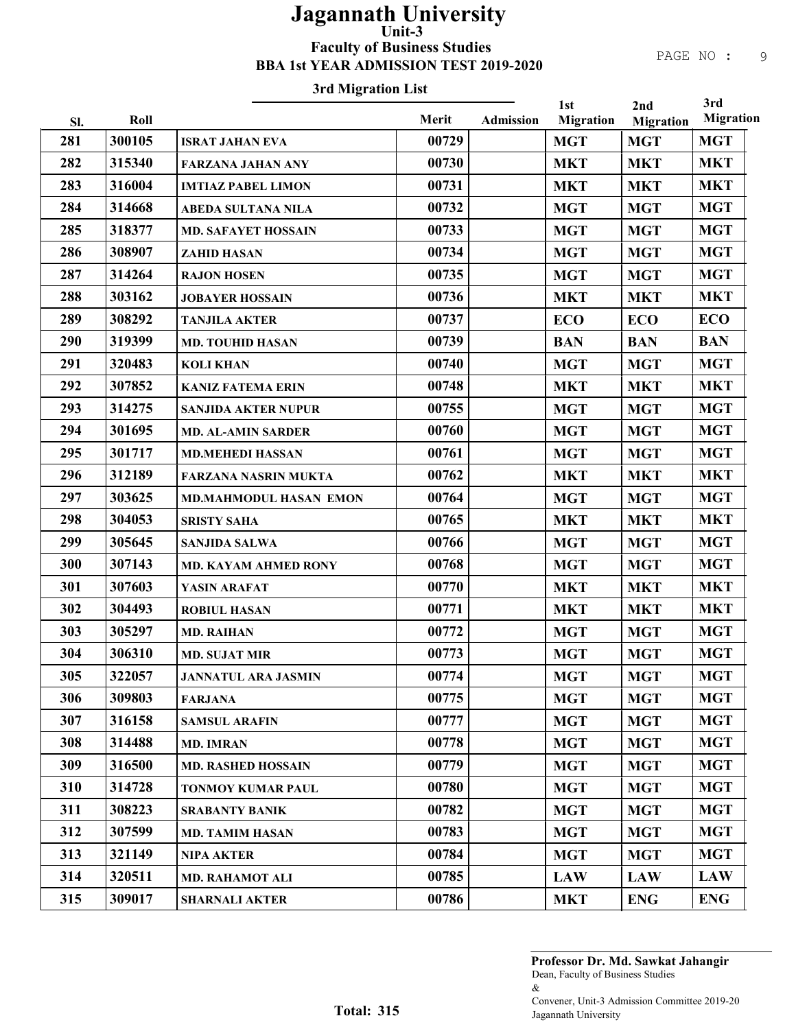# Jagannath University

## Unit-3

### Faculty of Business Studies

### BBA 1st YEAR ADMISSION TEST 2019-2020

#### 3rd Migration List

| Sl. | Roll | | Merit | Admission | 1st Migration | 2nd Migration | 3rd Migration |
|---|---|---|---|---|---|---|---|
| 281 | 300105 | ISRAT JAHAN EVA | 00729 | | MGT | MGT | MGT |
| 282 | 315340 | FARZANA JAHAN ANY | 00730 | | MKT | MKT | MKT |
| 283 | 316004 | IMTIAZ PABEL LIMON | 00731 | | MKT | MKT | MKT |
| 284 | 314668 | ABEDA SULTANA NILA | 00732 | | MGT | MGT | MGT |
| 285 | 318377 | MD. SAFAYET HOSSAIN | 00733 | | MGT | MGT | MGT |
| 286 | 308907 | ZAHID HASAN | 00734 | | MGT | MGT | MGT |
| 287 | 314264 | RAJON HOSEN | 00735 | | MGT | MGT | MGT |
| 288 | 303162 | JOBAYER HOSSAIN | 00736 | | MKT | MKT | MKT |
| 289 | 308292 | TANJILA AKTER | 00737 | | ECO | ECO | ECO |
| 290 | 319399 | MD. TOUHID HASAN | 00739 | | BAN | BAN | BAN |
| 291 | 320483 | KOLI KHAN | 00740 | | MGT | MGT | MGT |
| 292 | 307852 | KANIZ FATEMA ERIN | 00748 | | MKT | MKT | MKT |
| 293 | 314275 | SANJIDA AKTER NUPUR | 00755 | | MGT | MGT | MGT |
| 294 | 301695 | MD. AL-AMIN SARDER | 00760 | | MGT | MGT | MGT |
| 295 | 301717 | MD.MEHEDI HASSAN | 00761 | | MGT | MGT | MGT |
| 296 | 312189 | FARZANA NASRIN MUKTA | 00762 | | MKT | MKT | MKT |
| 297 | 303625 | MD.MAHMODUL HASAN EMON | 00764 | | MGT | MGT | MGT |
| 298 | 304053 | SRISTY SAHA | 00765 | | MKT | MKT | MKT |
| 299 | 305645 | SANJIDA SALWA | 00766 | | MGT | MGT | MGT |
| 300 | 307143 | MD. KAYAM AHMED RONY | 00768 | | MGT | MGT | MGT |
| 301 | 307603 | YASIN ARAFAT | 00770 | | MKT | MKT | MKT |
| 302 | 304493 | ROBIUL HASAN | 00771 | | MKT | MKT | MKT |
| 303 | 305297 | MD. RAIHAN | 00772 | | MGT | MGT | MGT |
| 304 | 306310 | MD. SUJAT MIR | 00773 | | MGT | MGT | MGT |
| 305 | 322057 | JANNATUL ARA JASMIN | 00774 | | MGT | MGT | MGT |
| 306 | 309803 | FARJANA | 00775 | | MGT | MGT | MGT |
| 307 | 316158 | SAMSUL ARAFIN | 00777 | | MGT | MGT | MGT |
| 308 | 314488 | MD. IMRAN | 00778 | | MGT | MGT | MGT |
| 309 | 316500 | MD. RASHED HOSSAIN | 00779 | | MGT | MGT | MGT |
| 310 | 314728 | TONMOY KUMAR PAUL | 00780 | | MGT | MGT | MGT |
| 311 | 308223 | SRABANTY BANIK | 00782 | | MGT | MGT | MGT |
| 312 | 307599 | MD. TAMIM HASAN | 00783 | | MGT | MGT | MGT |
| 313 | 321149 | NIPA AKTER | 00784 | | MGT | MGT | MGT |
| 314 | 320511 | MD. RAHAMOT ALI | 00785 | | LAW | LAW | LAW |
| 315 | 309017 | SHARNALI AKTER | 00786 | | MKT | ENG | ENG |

**Total: 315**

**Professor Dr. Md. Sawkat Jahangir**
Dean, Faculty of Business Studies
&
Convener, Unit-3 Admission Committee 2019-20
Jagannath University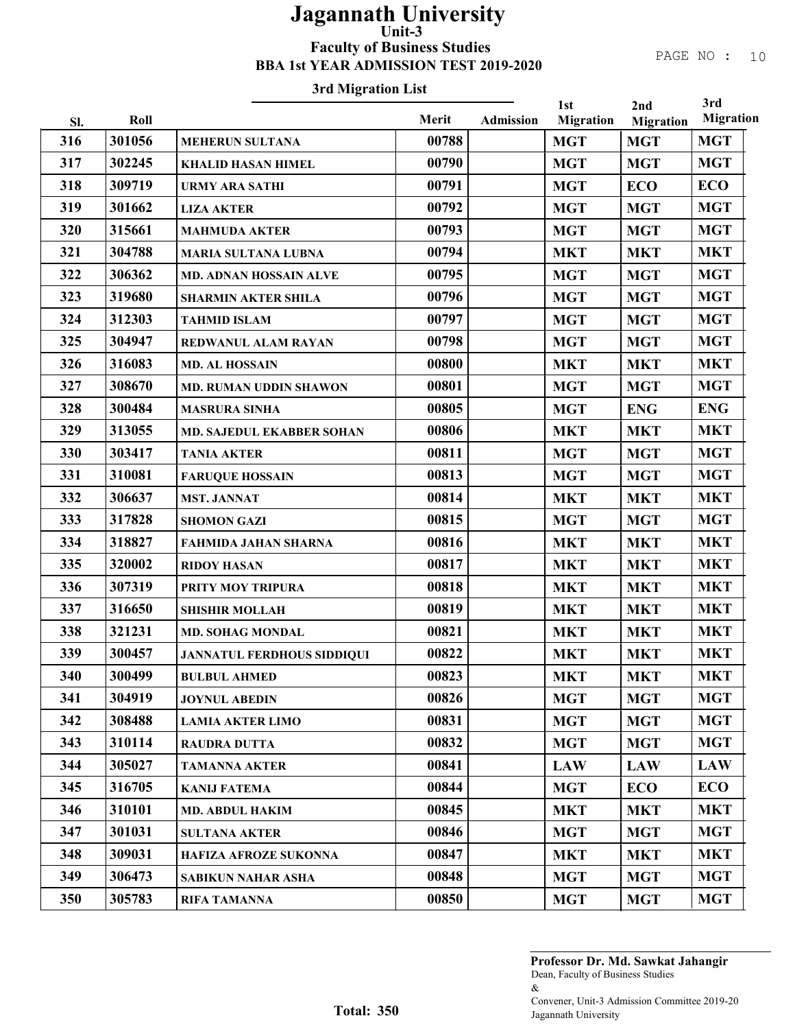# Jagannath University

## Unit-3

## Faculty of Business Studies

## BBA 1st YEAR ADMISSION TEST 2019-2020

### 3rd Migration List

| Sl. | Roll | | Merit | Admission | 1st Migration | 2nd Migration | 3rd Migration |
|---|---|---|---|---|---|---|---|
| 316 | 301056 | MEHERUN SULTANA | 00788 | | MGT | MGT | MGT |
| 317 | 302245 | KHALID HASAN HIMEL | 00790 | | MGT | MGT | MGT |
| 318 | 309719 | URMY ARA SATHI | 00791 | | MGT | ECO | ECO |
| 319 | 301662 | LIZA AKTER | 00792 | | MGT | MGT | MGT |
| 320 | 315661 | MAHMUDA AKTER | 00793 | | MGT | MGT | MGT |
| 321 | 304788 | MARIA SULTANA LUBNA | 00794 | | MKT | MKT | MKT |
| 322 | 306362 | MD. ADNAN HOSSAIN ALVE | 00795 | | MGT | MGT | MGT |
| 323 | 319680 | SHARMIN AKTER SHILA | 00796 | | MGT | MGT | MGT |
| 324 | 312303 | TAHMID ISLAM | 00797 | | MGT | MGT | MGT |
| 325 | 304947 | REDWANUL ALAM RAYAN | 00798 | | MGT | MGT | MGT |
| 326 | 316083 | MD. AL HOSSAIN | 00800 | | MKT | MKT | MKT |
| 327 | 308670 | MD. RUMAN UDDIN SHAWON | 00801 | | MGT | MGT | MGT |
| 328 | 300484 | MASRURA SINHA | 00805 | | MGT | ENG | ENG |
| 329 | 313055 | MD. SAJEDUL EKABBER SOHAN | 00806 | | MKT | MKT | MKT |
| 330 | 303417 | TANIA AKTER | 00811 | | MGT | MGT | MGT |
| 331 | 310081 | FARUQUE HOSSAIN | 00813 | | MGT | MGT | MGT |
| 332 | 306637 | MST. JANNAT | 00814 | | MKT | MKT | MKT |
| 333 | 317828 | SHOMON GAZI | 00815 | | MGT | MGT | MGT |
| 334 | 318827 | FAHMIDA JAHAN SHARNA | 00816 | | MKT | MKT | MKT |
| 335 | 320002 | RIDOY HASAN | 00817 | | MKT | MKT | MKT |
| 336 | 307319 | PRITY MOY TRIPURA | 00818 | | MKT | MKT | MKT |
| 337 | 316650 | SHISHIR MOLLAH | 00819 | | MKT | MKT | MKT |
| 338 | 321231 | MD. SOHAG MONDAL | 00821 | | MKT | MKT | MKT |
| 339 | 300457 | JANNATUL FERDHOUS SIDDIQUI | 00822 | | MKT | MKT | MKT |
| 340 | 300499 | BULBUL AHMED | 00823 | | MKT | MKT | MKT |
| 341 | 304919 | JOYNUL ABEDIN | 00826 | | MGT | MGT | MGT |
| 342 | 308488 | LAMIA AKTER LIMO | 00831 | | MGT | MGT | MGT |
| 343 | 310114 | RAUDRA DUTTA | 00832 | | MGT | MGT | MGT |
| 344 | 305027 | TAMANNA AKTER | 00841 | | LAW | LAW | LAW |
| 345 | 316705 | KANIJ FATEMA | 00844 | | MGT | ECO | ECO |
| 346 | 310101 | MD. ABDUL HAKIM | 00845 | | MKT | MKT | MKT |
| 347 | 301031 | SULTANA AKTER | 00846 | | MGT | MGT | MGT |
| 348 | 309031 | HAFIZA AFROZE SUKONNA | 00847 | | MKT | MKT | MKT |
| 349 | 306473 | SABIKUN NAHAR ASHA | 00848 | | MGT | MGT | MGT |
| 350 | 305783 | RIFA TAMANNA | 00850 | | MGT | MGT | MGT |

**Total: 350**

**Professor Dr. Md. Sawkat Jahangir**
Dean, Faculty of Business Studies
&
Convener, Unit-3 Admission Committee 2019-20
Jagannath University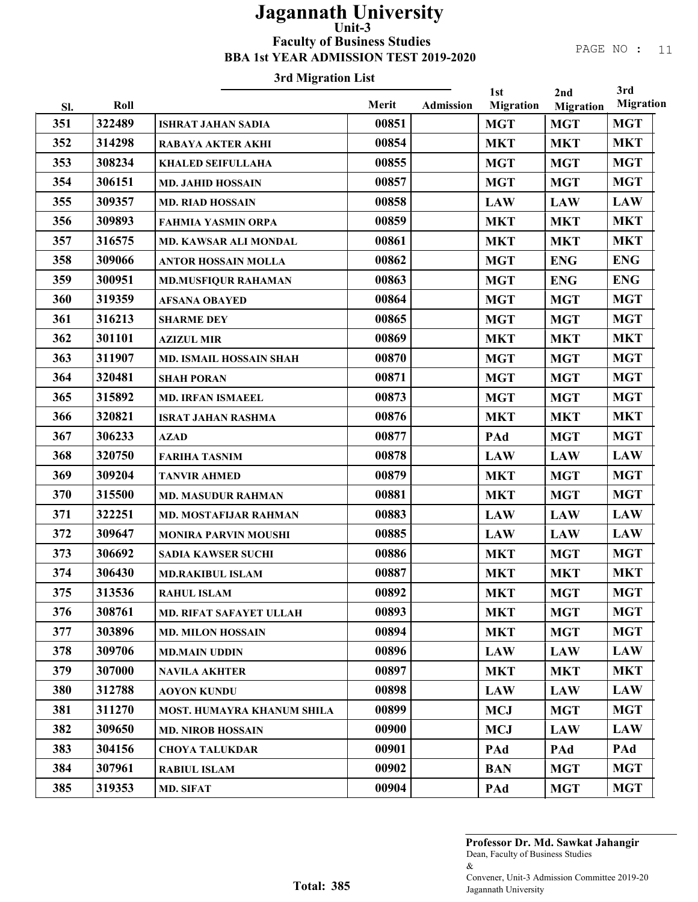# Jagannath University

## Unit-3

### Faculty of Business Studies

### BBA 1st YEAR ADMISSION TEST 2019-2020

### 3rd Migration List

| Sl. | Roll | | Merit | Admission | 1st Migration | 2nd Migration | 3rd Migration |
|---|---|---|---|---|---|---|---|
| 351 | 322489 | ISHRAT JAHAN SADIA | 00851 | | MGT | MGT | MGT |
| 352 | 314298 | RABAYA AKTER AKHI | 00854 | | MKT | MKT | MKT |
| 353 | 308234 | KHALED SEIFULLAHA | 00855 | | MGT | MGT | MGT |
| 354 | 306151 | MD. JAHID HOSSAIN | 00857 | | MGT | MGT | MGT |
| 355 | 309357 | MD. RIAD HOSSAIN | 00858 | | LAW | LAW | LAW |
| 356 | 309893 | FAHMIA YASMIN ORPA | 00859 | | MKT | MKT | MKT |
| 357 | 316575 | MD. KAWSAR ALI MONDAL | 00861 | | MKT | MKT | MKT |
| 358 | 309066 | ANTOR HOSSAIN MOLLA | 00862 | | MGT | ENG | ENG |
| 359 | 300951 | MD.MUSFIQUR RAHAMAN | 00863 | | MGT | ENG | ENG |
| 360 | 319359 | AFSANA OBAYED | 00864 | | MGT | MGT | MGT |
| 361 | 316213 | SHARME DEY | 00865 | | MGT | MGT | MGT |
| 362 | 301101 | AZIZUL MIR | 00869 | | MKT | MKT | MKT |
| 363 | 311907 | MD. ISMAIL HOSSAIN SHAH | 00870 | | MGT | MGT | MGT |
| 364 | 320481 | SHAH PORAN | 00871 | | MGT | MGT | MGT |
| 365 | 315892 | MD. IRFAN ISMAEEL | 00873 | | MGT | MGT | MGT |
| 366 | 320821 | ISRAT JAHAN RASHMA | 00876 | | MKT | MKT | MKT |
| 367 | 306233 | AZAD | 00877 | | PAd | MGT | MGT |
| 368 | 320750 | FARIHA TASNIM | 00878 | | LAW | LAW | LAW |
| 369 | 309204 | TANVIR AHMED | 00879 | | MKT | MGT | MGT |
| 370 | 315500 | MD. MASUDUR RAHMAN | 00881 | | MKT | MGT | MGT |
| 371 | 322251 | MD. MOSTAFIJAR RAHMAN | 00883 | | LAW | LAW | LAW |
| 372 | 309647 | MONIRA PARVIN MOUSHI | 00885 | | LAW | LAW | LAW |
| 373 | 306692 | SADIA KAWSER SUCHI | 00886 | | MKT | MGT | MGT |
| 374 | 306430 | MD.RAKIBUL ISLAM | 00887 | | MKT | MKT | MKT |
| 375 | 313536 | RAHUL ISLAM | 00892 | | MKT | MGT | MGT |
| 376 | 308761 | MD. RIFAT SAFAYET ULLAH | 00893 | | MKT | MGT | MGT |
| 377 | 303896 | MD. MILON HOSSAIN | 00894 | | MKT | MGT | MGT |
| 378 | 309706 | MD.MAIN UDDIN | 00896 | | LAW | LAW | LAW |
| 379 | 307000 | NAVILA AKHTER | 00897 | | MKT | MKT | MKT |
| 380 | 312788 | AOYON KUNDU | 00898 | | LAW | LAW | LAW |
| 381 | 311270 | MOST. HUMAYRA KHANUM SHILA | 00899 | | MCJ | MGT | MGT |
| 382 | 309650 | MD. NIROB HOSSAIN | 00900 | | MCJ | LAW | LAW |
| 383 | 304156 | CHOYA TALUKDAR | 00901 | | PAd | PAd | PAd |
| 384 | 307961 | RABIUL ISLAM | 00902 | | BAN | MGT | MGT |
| 385 | 319353 | MD. SIFAT | 00904 | | PAd | MGT | MGT |

**Total: 385**

**Professor Dr. Md. Sawkat Jahangir**
Dean, Faculty of Business Studies
&
Convener, Unit-3 Admission Committee 2019-20
Jagannath University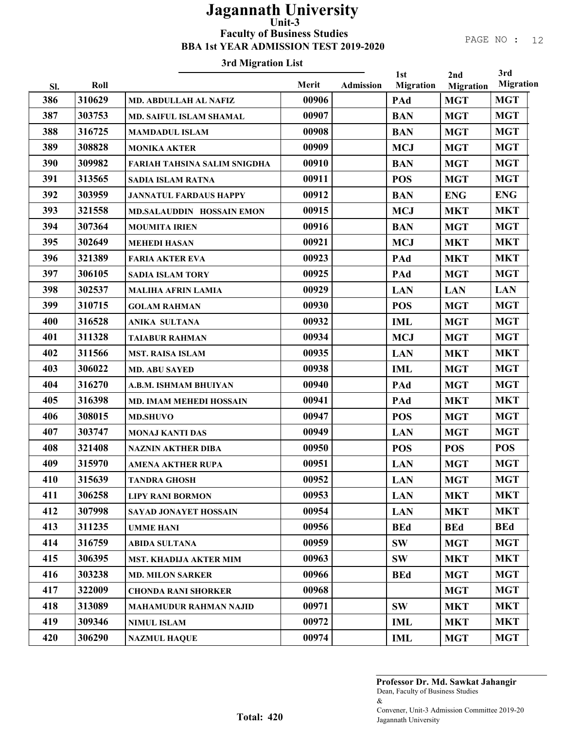# Jagannath University

## Unit-3

### Faculty of Business Studies

### BBA 1st YEAR ADMISSION TEST 2019-2020

#### 3rd Migration List

| Sl. | Roll | | Merit | Admission | 1st Migration | 2nd Migration | 3rd Migration |
|---|---|---|---|---|---|---|---|
| 386 | 310629 | MD. ABDULLAH AL NAFIZ | 00906 | | PAd | MGT | MGT |
| 387 | 303753 | MD. SAIFUL ISLAM SHAMAL | 00907 | | BAN | MGT | MGT |
| 388 | 316725 | MAMDADUL ISLAM | 00908 | | BAN | MGT | MGT |
| 389 | 308828 | MONIKA AKTER | 00909 | | MCJ | MGT | MGT |
| 390 | 309982 | FARIAH TAHSINA SALIM SNIGDHA | 00910 | | BAN | MGT | MGT |
| 391 | 313565 | SADIA ISLAM RATNA | 00911 | | POS | MGT | MGT |
| 392 | 303959 | JANNATUL FARDAUS HAPPY | 00912 | | BAN | ENG | ENG |
| 393 | 321558 | MD.SALAUDDIN HOSSAIN EMON | 00915 | | MCJ | MKT | MKT |
| 394 | 307364 | MOUMITA IRIEN | 00916 | | BAN | MGT | MGT |
| 395 | 302649 | MEHEDI HASAN | 00921 | | MCJ | MKT | MKT |
| 396 | 321389 | FARIA AKTER EVA | 00923 | | PAd | MKT | MKT |
| 397 | 306105 | SADIA ISLAM TORY | 00925 | | PAd | MGT | MGT |
| 398 | 302537 | MALIHA AFRIN LAMIA | 00929 | | LAN | LAN | LAN |
| 399 | 310715 | GOLAM RAHMAN | 00930 | | POS | MGT | MGT |
| 400 | 316528 | ANIKA SULTANA | 00932 | | IML | MGT | MGT |
| 401 | 311328 | TAIABUR RAHMAN | 00934 | | MCJ | MGT | MGT |
| 402 | 311566 | MST. RAISA ISLAM | 00935 | | LAN | MKT | MKT |
| 403 | 306022 | MD. ABU SAYED | 00938 | | IML | MGT | MGT |
| 404 | 316270 | A.B.M. ISHMAM BHUIYAN | 00940 | | PAd | MGT | MGT |
| 405 | 316398 | MD. IMAM MEHEDI HOSSAIN | 00941 | | PAd | MKT | MKT |
| 406 | 308015 | MD.SHUVO | 00947 | | POS | MGT | MGT |
| 407 | 303747 | MONAJ KANTI DAS | 00949 | | LAN | MGT | MGT |
| 408 | 321408 | NAZNIN AKTHER DIBA | 00950 | | POS | POS | POS |
| 409 | 315970 | AMENA AKTHER RUPA | 00951 | | LAN | MGT | MGT |
| 410 | 315639 | TANDRA GHOSH | 00952 | | LAN | MGT | MGT |
| 411 | 306258 | LIPY RANI BORMON | 00953 | | LAN | MKT | MKT |
| 412 | 307998 | SAYAD JONAYET HOSSAIN | 00954 | | LAN | MKT | MKT |
| 413 | 311235 | UMME HANI | 00956 | | BEd | BEd | BEd |
| 414 | 316759 | ABIDA SULTANA | 00959 | | SW | MGT | MGT |
| 415 | 306395 | MST. KHADIJA AKTER MIM | 00963 | | SW | MKT | MKT |
| 416 | 303238 | MD. MILON SARKER | 00966 | | BEd | MGT | MGT |
| 417 | 322009 | CHONDA RANI SHORKER | 00968 | | | MGT | MGT |
| 418 | 313089 | MAHAMUDUR RAHMAN NAJID | 00971 | | SW | MKT | MKT |
| 419 | 309346 | NIMUL ISLAM | 00972 | | IML | MKT | MKT |
| 420 | 306290 | NAZMUL HAQUE | 00974 | | IML | MGT | MGT |

**Total: 420**

**Professor Dr. Md. Sawkat Jahangir**
Dean, Faculty of Business Studies
&
Convener, Unit-3 Admission Committee 2019-20
Jagannath University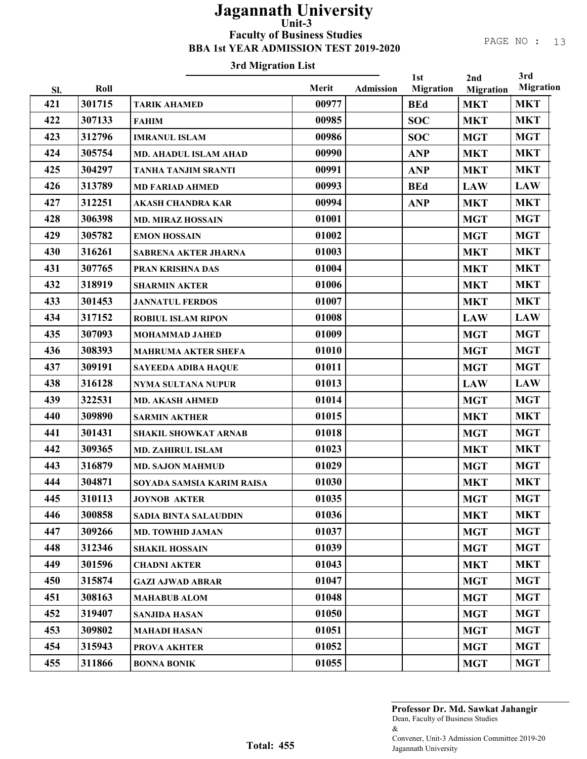# Jagannath University

## Unit-3

### Faculty of Business Studies

### BBA 1st YEAR ADMISSION TEST 2019-2020

### 3rd Migration List

| Sl. | Roll | | Merit | Admission | 1st Migration | 2nd Migration | 3rd Migration |
|---|---|---|---|---|---|---|---|
| 421 | 301715 | TARIK AHAMED | 00977 | | BEd | MKT | MKT |
| 422 | 307133 | FAHIM | 00985 | | SOC | MKT | MKT |
| 423 | 312796 | IMRANUL ISLAM | 00986 | | SOC | MGT | MGT |
| 424 | 305754 | MD. AHADUL ISLAM AHAD | 00990 | | ANP | MKT | MKT |
| 425 | 304297 | TANHA TANJIM SRANTI | 00991 | | ANP | MKT | MKT |
| 426 | 313789 | MD FARIAD AHMED | 00993 | | BEd | LAW | LAW |
| 427 | 312251 | AKASH CHANDRA KAR | 00994 | | ANP | MKT | MKT |
| 428 | 306398 | MD. MIRAZ HOSSAIN | 01001 | | | MGT | MGT |
| 429 | 305782 | EMON HOSSAIN | 01002 | | | MGT | MGT |
| 430 | 316261 | SABRENA AKTER JHARNA | 01003 | | | MKT | MKT |
| 431 | 307765 | PRAN KRISHNA DAS | 01004 | | | MKT | MKT |
| 432 | 318919 | SHARMIN AKTER | 01006 | | | MKT | MKT |
| 433 | 301453 | JANNATUL FERDOS | 01007 | | | MKT | MKT |
| 434 | 317152 | ROBIUL ISLAM RIPON | 01008 | | | LAW | LAW |
| 435 | 307093 | MOHAMMAD JAHED | 01009 | | | MGT | MGT |
| 436 | 308393 | MAHRUMA AKTER SHEFA | 01010 | | | MGT | MGT |
| 437 | 309191 | SAYEEDA ADIBA HAQUE | 01011 | | | MGT | MGT |
| 438 | 316128 | NYMA SULTANA NUPUR | 01013 | | | LAW | LAW |
| 439 | 322531 | MD. AKASH AHMED | 01014 | | | MGT | MGT |
| 440 | 309890 | SARMIN AKTHER | 01015 | | | MKT | MKT |
| 441 | 301431 | SHAKIL SHOWKAT ARNAB | 01018 | | | MGT | MGT |
| 442 | 309365 | MD. ZAHIRUL ISLAM | 01023 | | | MKT | MKT |
| 443 | 316879 | MD. SAJON MAHMUD | 01029 | | | MGT | MGT |
| 444 | 304871 | SOYADA SAMSIA KARIM RAISA | 01030 | | | MKT | MKT |
| 445 | 310113 | JOYNOB AKTER | 01035 | | | MGT | MGT |
| 446 | 300858 | SADIA BINTA SALAUDDIN | 01036 | | | MKT | MKT |
| 447 | 309266 | MD. TOWHID JAMAN | 01037 | | | MGT | MGT |
| 448 | 312346 | SHAKIL HOSSAIN | 01039 | | | MGT | MGT |
| 449 | 301596 | CHADNI AKTER | 01043 | | | MKT | MKT |
| 450 | 315874 | GAZI AJWAD ABRAR | 01047 | | | MGT | MGT |
| 451 | 308163 | MAHABUB ALOM | 01048 | | | MGT | MGT |
| 452 | 319407 | SANJIDA HASAN | 01050 | | | MGT | MGT |
| 453 | 309802 | MAHADI HASAN | 01051 | | | MGT | MGT |
| 454 | 315943 | PROVA AKHTER | 01052 | | | MGT | MGT |
| 455 | 311866 | BONNA BONIK | 01055 | | | MGT | MGT |

**Total: 455**

**Professor Dr. Md. Sawkat Jahangir**
Dean, Faculty of Business Studies
&
Convener, Unit-3 Admission Committee 2019-20
Jagannath University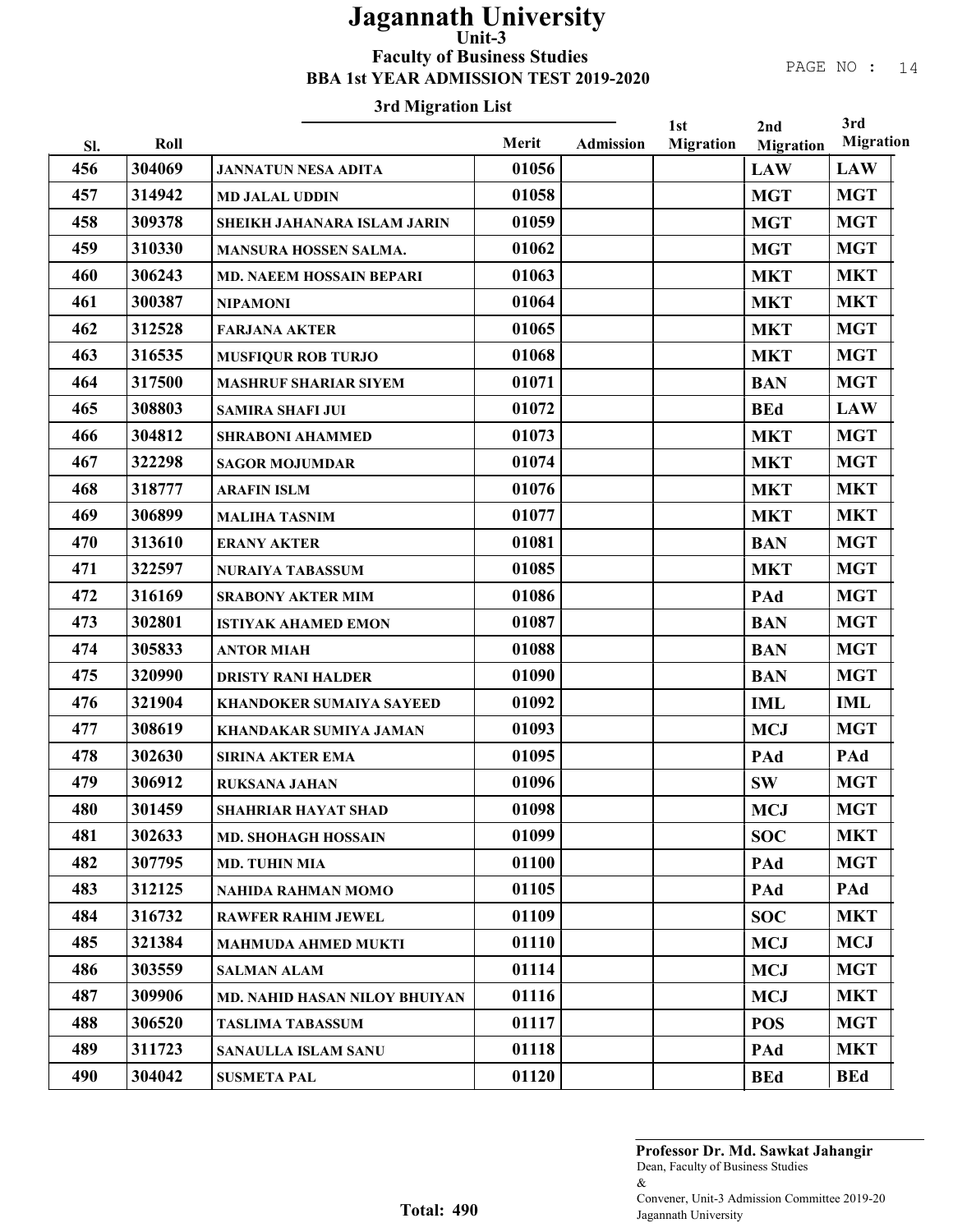# Jagannath University

## Unit-3

### Faculty of Business Studies

### BBA 1st YEAR ADMISSION TEST 2019-2020

#### 3rd Migration List

| Sl. | Roll | | Merit | Admission | 1st Migration | 2nd Migration | 3rd Migration |
|---|---|---|---|---|---|---|---|
| 456 | 304069 | JANNATUN NESA ADITA | 01056 | | | LAW | LAW |
| 457 | 314942 | MD JALAL UDDIN | 01058 | | | MGT | MGT |
| 458 | 309378 | SHEIKH JAHANARA ISLAM JARIN | 01059 | | | MGT | MGT |
| 459 | 310330 | MANSURA HOSSEN SALMA. | 01062 | | | MGT | MGT |
| 460 | 306243 | MD. NAEEM HOSSAIN BEPARI | 01063 | | | MKT | MKT |
| 461 | 300387 | NIPAMONI | 01064 | | | MKT | MKT |
| 462 | 312528 | FARJANA AKTER | 01065 | | | MKT | MGT |
| 463 | 316535 | MUSFIQUR ROB TURJO | 01068 | | | MKT | MGT |
| 464 | 317500 | MASHRUF SHARIAR SIYEM | 01071 | | | BAN | MGT |
| 465 | 308803 | SAMIRA SHAFI JUI | 01072 | | | BEd | LAW |
| 466 | 304812 | SHRABONI AHAMMED | 01073 | | | MKT | MGT |
| 467 | 322298 | SAGOR MOJUMDAR | 01074 | | | MKT | MGT |
| 468 | 318777 | ARAFIN ISLM | 01076 | | | MKT | MKT |
| 469 | 306899 | MALIHA TASNIM | 01077 | | | MKT | MKT |
| 470 | 313610 | ERANY AKTER | 01081 | | | BAN | MGT |
| 471 | 322597 | NURAIYA TABASSUM | 01085 | | | MKT | MGT |
| 472 | 316169 | SRABONY AKTER MIM | 01086 | | | PAd | MGT |
| 473 | 302801 | ISTIYAK AHAMED EMON | 01087 | | | BAN | MGT |
| 474 | 305833 | ANTOR MIAH | 01088 | | | BAN | MGT |
| 475 | 320990 | DRISTY RANI HALDER | 01090 | | | BAN | MGT |
| 476 | 321904 | KHANDOKER SUMAIYA SAYEED | 01092 | | | IML | IML |
| 477 | 308619 | KHANDAKAR SUMIYA JAMAN | 01093 | | | MCJ | MGT |
| 478 | 302630 | SIRINA AKTER EMA | 01095 | | | PAd | PAd |
| 479 | 306912 | RUKSANA JAHAN | 01096 | | | SW | MGT |
| 480 | 301459 | SHAHRIAR HAYAT SHAD | 01098 | | | MCJ | MGT |
| 481 | 302633 | MD. SHOHAGH HOSSAIN | 01099 | | | SOC | MKT |
| 482 | 307795 | MD. TUHIN MIA | 01100 | | | PAd | MGT |
| 483 | 312125 | NAHIDA RAHMAN MOMO | 01105 | | | PAd | PAd |
| 484 | 316732 | RAWFER RAHIM JEWEL | 01109 | | | SOC | MKT |
| 485 | 321384 | MAHMUDA AHMED MUKTI | 01110 | | | MCJ | MCJ |
| 486 | 303559 | SALMAN ALAM | 01114 | | | MCJ | MGT |
| 487 | 309906 | MD. NAHID HASAN NILOY BHUIYAN | 01116 | | | MCJ | MKT |
| 488 | 306520 | TASLIMA TABASSUM | 01117 | | | POS | MGT |
| 489 | 311723 | SANAULLA ISLAM SANU | 01118 | | | PAd | MKT |
| 490 | 304042 | SUSMETA PAL | 01120 | | | BEd | BEd |

**Total: 490**

**Professor Dr. Md. Sawkat Jahangir**
Dean, Faculty of Business Studies
&
Convener, Unit-3 Admission Committee 2019-20
Jagannath University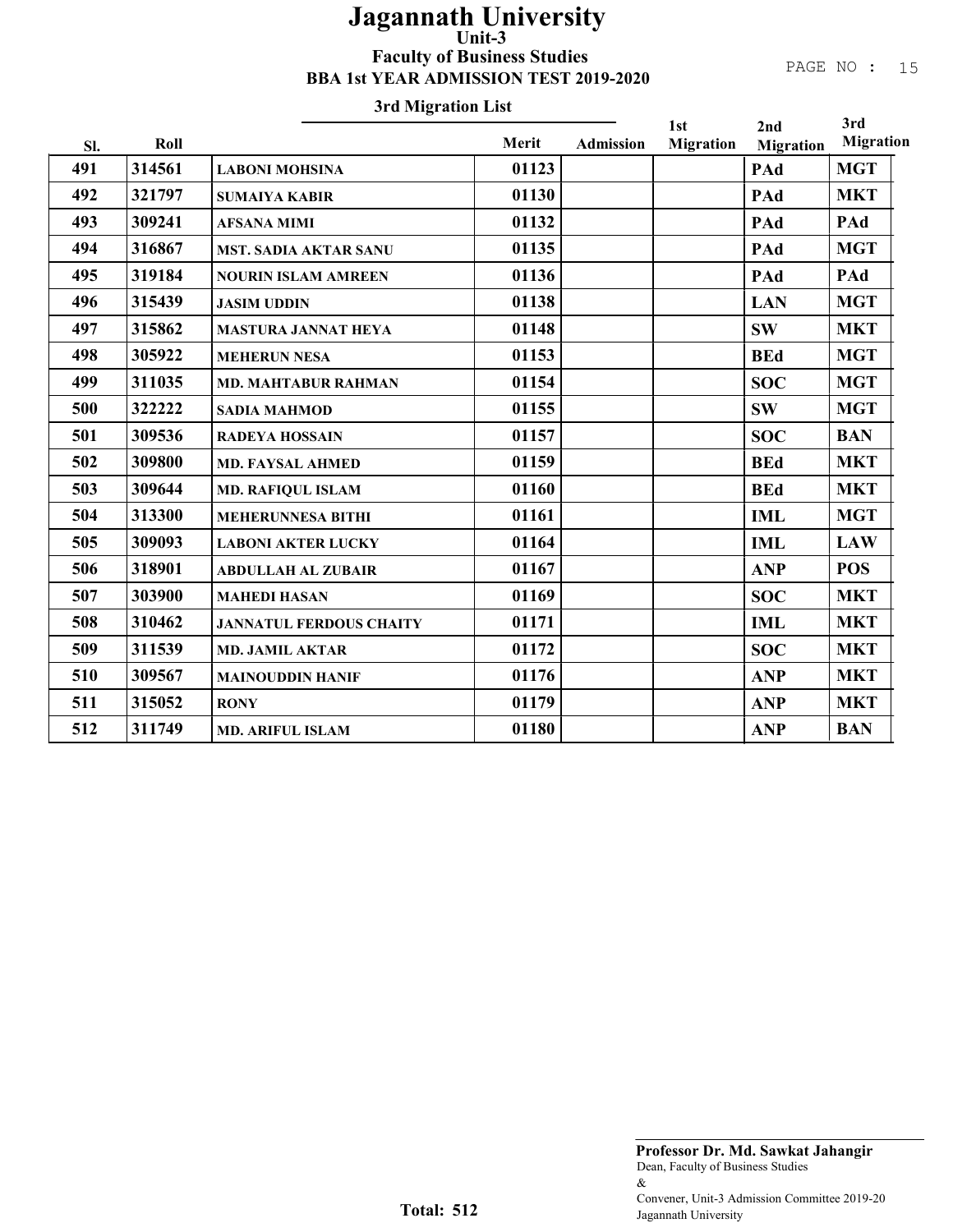# Jagannath University

## Unit-3

### Faculty of Business Studies

### BBA 1st YEAR ADMISSION TEST 2019-2020

#### 3rd Migration List

| Sl. | Roll | | Merit | Admission | 1st Migration | 2nd Migration | 3rd Migration |
|---|---|---|---|---|---|---|---|
| 491 | 314561 | LABONI MOHSINA | 01123 | | | PAd | MGT |
| 492 | 321797 | SUMAIYA KABIR | 01130 | | | PAd | MKT |
| 493 | 309241 | AFSANA MIMI | 01132 | | | PAd | PAd |
| 494 | 316867 | MST. SADIA AKTAR SANU | 01135 | | | PAd | MGT |
| 495 | 319184 | NOURIN ISLAM AMREEN | 01136 | | | PAd | PAd |
| 496 | 315439 | JASIM UDDIN | 01138 | | | LAN | MGT |
| 497 | 315862 | MASTURA JANNAT HEYA | 01148 | | | SW | MKT |
| 498 | 305922 | MEHERUN NESA | 01153 | | | BEd | MGT |
| 499 | 311035 | MD. MAHTABUR RAHMAN | 01154 | | | SOC | MGT |
| 500 | 322222 | SADIA MAHMOD | 01155 | | | SW | MGT |
| 501 | 309536 | RADEYA HOSSAIN | 01157 | | | SOC | BAN |
| 502 | 309800 | MD. FAYSAL AHMED | 01159 | | | BEd | MKT |
| 503 | 309644 | MD. RAFIQUL ISLAM | 01160 | | | BEd | MKT |
| 504 | 313300 | MEHERUNNESA BITHI | 01161 | | | IML | MGT |
| 505 | 309093 | LABONI AKTER LUCKY | 01164 | | | IML | LAW |
| 506 | 318901 | ABDULLAH AL ZUBAIR | 01167 | | | ANP | POS |
| 507 | 303900 | MAHEDI HASAN | 01169 | | | SOC | MKT |
| 508 | 310462 | JANNATUL FERDOUS CHAITY | 01171 | | | IML | MKT |
| 509 | 311539 | MD. JAMIL AKTAR | 01172 | | | SOC | MKT |
| 510 | 309567 | MAINOUDDIN HANIF | 01176 | | | ANP | MKT |
| 511 | 315052 | RONY | 01179 | | | ANP | MKT |
| 512 | 311749 | MD. ARIFUL ISLAM | 01180 | | | ANP | BAN |

**Total: 512**

**Professor Dr. Md. Sawkat Jahangir**
Dean, Faculty of Business Studies
&
Convener, Unit-3 Admission Committee 2019-20
Jagannath University